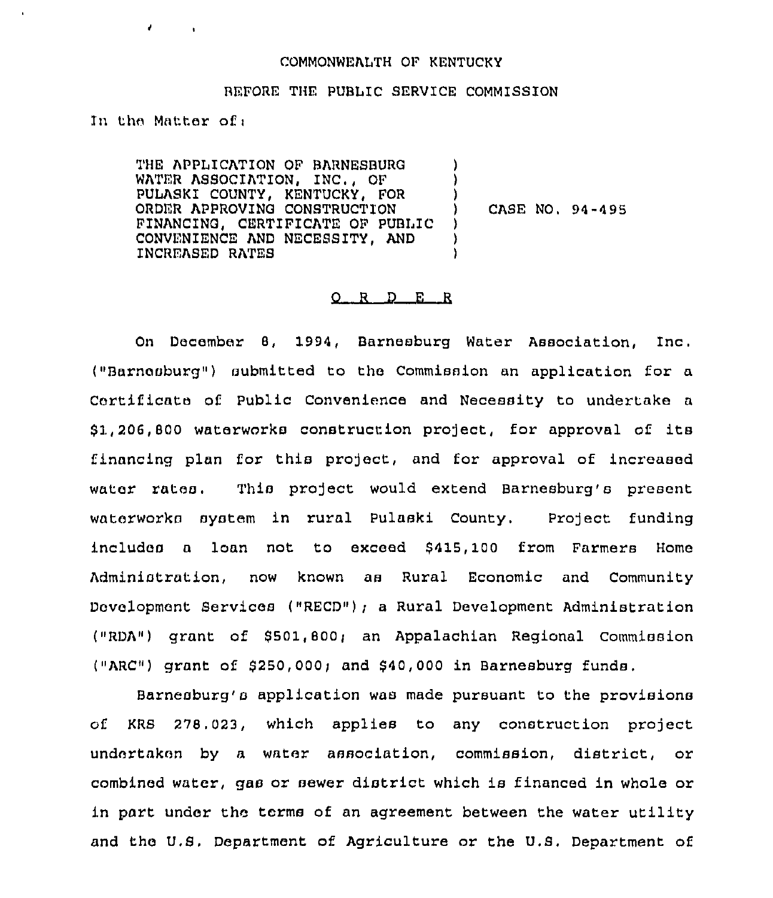COMMONWEALTH OF KENTUCKY

BEFORE THE PUBLIC SERVICE COMMISSION

In the Matter of:

| | | |
|---|---|---|
| THE APPLICATION OF BARNESBURG WATER ASSOCIATION, INC., OF PULASKI COUNTY, KENTUCKY, FOR ORDER APPROVING CONSTRUCTION FINANCING, CERTIFICATE OF PUBLIC CONVENIENCE AND NECESSITY, AND INCREASED RATES | ) | CASE NO. 94-495 |

O R D E R

On December 8, 1994, Barnesburg Water Association, Inc. ("Barnesburg") submitted to the Commission an application for a Certificate of Public Convenience and Necessity to undertake a $1,206,800 waterworks construction project, for approval of its financing plan for this project, and for approval of increased water rates. This project would extend Barnesburg's present waterworks system in rural Pulaski County. Project funding includes a loan not to exceed $415,100 from Farmers Home Administration, now known as Rural Economic and Community Development Services ("RECD"); a Rural Development Administration ("RDA") grant of $501,800; an Appalachian Regional Commission ("ARC") grant of $250,000; and $40,000 in Barnesburg funds.

Barnesburg's application was made pursuant to the provisions of KRS 278.023, which applies to any construction project undertaken by a water association, commission, district, or combined water, gas or sewer district which is financed in whole or in part under the terms of an agreement between the water utility and the U.S. Department of Agriculture or the U.S. Department of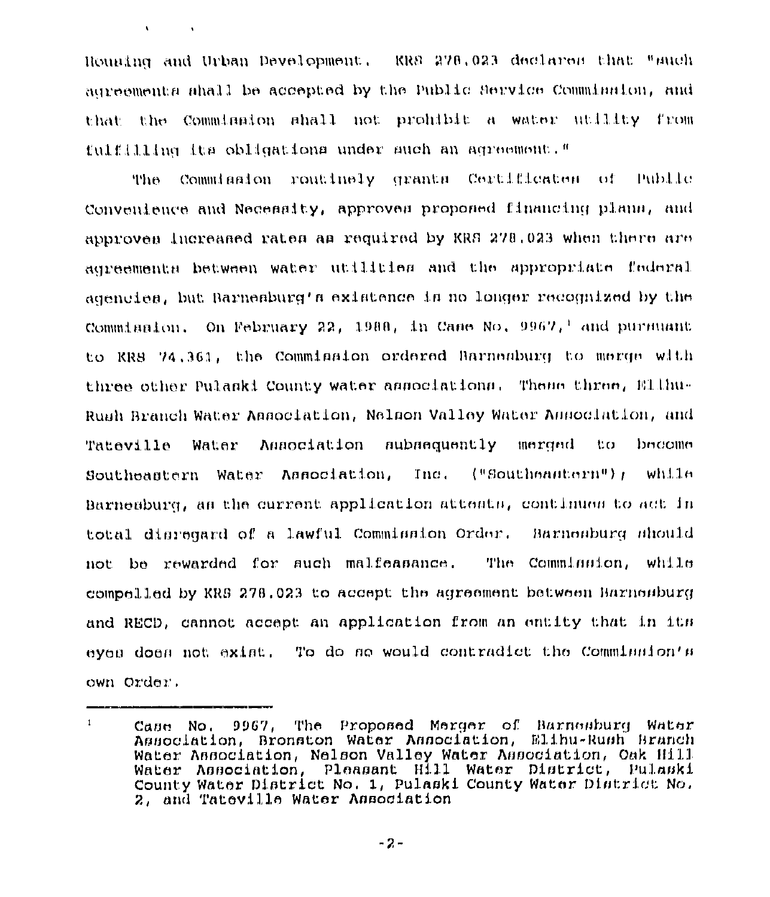Housing and Urban Development. KRS 278.023 declares that "such agreements shall be accepted by the Public Service Commission, and that the Commission shall not prohibit a water utility from fulfilling its obligations under such an agreement."

The Commission routinely grants Certificates of Public Convenience and Necessity, approves proposed financing plans, and approves increased rates as required by KRS 278.023 when there are agreements between water utilities and the appropriate federal agencies, but Barnesburg's existence is no longer recognized by the Commission. On February 22, 1988, in Case No. 9967,[1] and pursuant to KRS 74.361, the Commission ordered Barnesburg to merge with three other Pulaski County water associations. These three, Elihu-Rush Branch Water Association, Nelson Valley Water Association, and Tateville Water Association subsequently merged to become Southeastern Water Association, Inc. ("Southeastern"); while Barnesburg, as the current application attests, continues to act in total disregard of a lawful Commission Order. Barnesburg should not be rewarded for such malfeasance. The Commission, while compelled by KRS 278.023 to accept the agreement between Barnesburg and RECD, cannot accept an application from an entity that in its eyes does not exist. To do so would contradict the Commission's own Order.

---

[1] Case No. 9967, The Proposed Merger of Barnesburg Water Association, Bronston Water Association, Elihu-Rush Branch Water Association, Nelson Valley Water Association, Oak Hill Water Association, Pleasant Hill Water District, Pulaski County Water District No. 1, Pulaski County Water District No. 2, and Tateville Water Association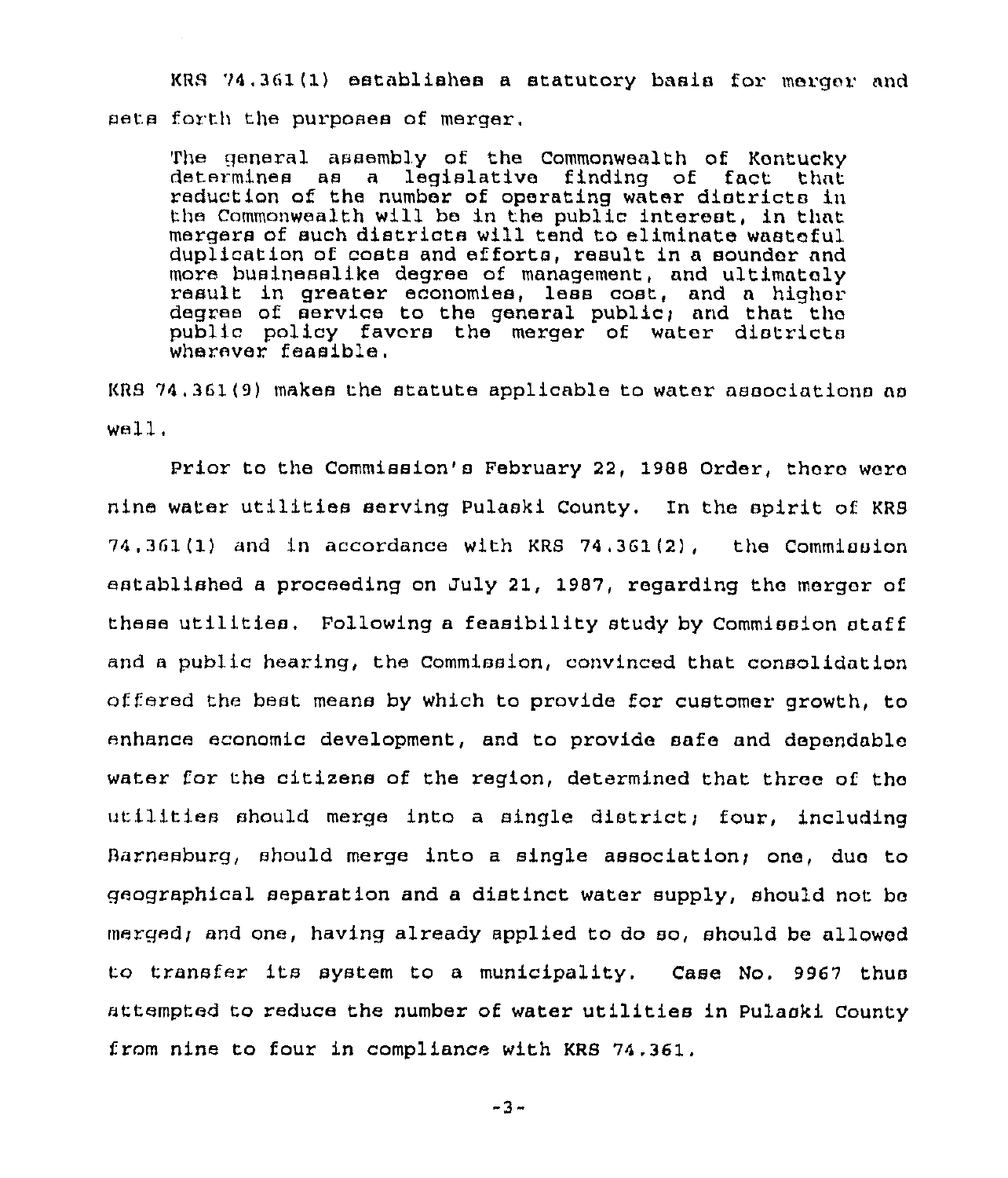KRS 74.361(1) establishes a statutory basis for merger and sets forth the purposes of merger.

> The general assembly of the Commonwealth of Kentucky determines as a legislative finding of fact that reduction of the number of operating water districts in the Commonwealth will be in the public interest, in that mergers of such districts will tend to eliminate wasteful duplication of costs and efforts, result in a sounder and more businesslike degree of management, and ultimately result in greater economies, less cost, and a higher degree of service to the general public; and that the public policy favors the merger of water districts wherever feasible.

KRS 74.361(9) makes the statute applicable to water associations as well.

Prior to the Commission's February 22, 1988 Order, there were nine water utilities serving Pulaski County. In the spirit of KRS 74.361(1) and in accordance with KRS 74.361(2), the Commission established a proceeding on July 21, 1987, regarding the merger of these utilities. Following a feasibility study by Commission staff and a public hearing, the Commission, convinced that consolidation offered the best means by which to provide for customer growth, to enhance economic development, and to provide safe and dependable water for the citizens of the region, determined that three of the utilities should merge into a single district; four, including Barnesburg, should merge into a single association; one, due to geographical separation and a distinct water supply, should not be merged; and one, having already applied to do so, should be allowed to transfer its system to a municipality. Case No. 9967 thus attempted to reduce the number of water utilities in Pulaski County from nine to four in compliance with KRS 74.361.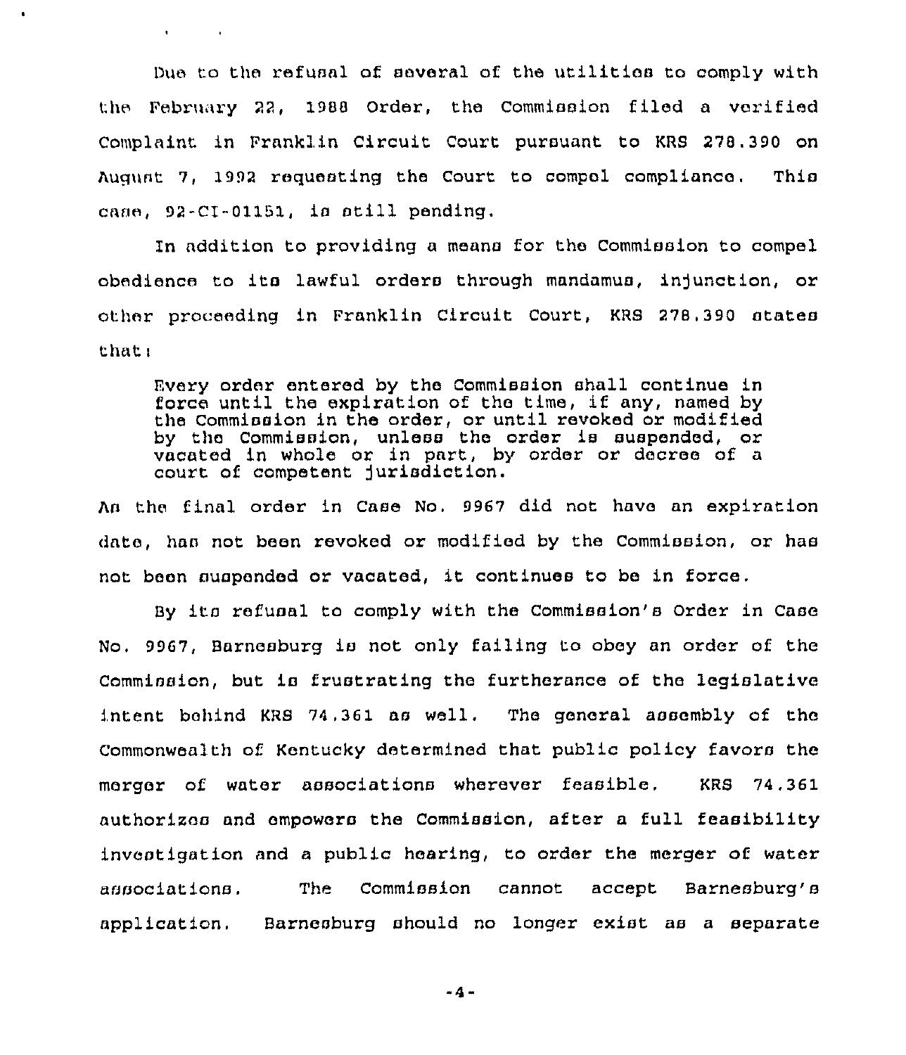Due to the refusal of several of the utilities to comply with the February 22, 1988 Order, the Commission filed a verified Complaint in Franklin Circuit Court pursuant to KRS 278.390 on August 7, 1992 requesting the Court to compel compliance. This case, 92-CI-01151, is still pending.

In addition to providing a means for the Commission to compel obedience to its lawful orders through mandamus, injunction, or other proceeding in Franklin Circuit Court, KRS 278.390 states that:

> Every order entered by the Commission shall continue in force until the expiration of the time, if any, named by the Commission in the order, or until revoked or modified by the Commission, unless the order is suspended, or vacated in whole or in part, by order or decree of a court of competent jurisdiction.

As the final order in Case No. 9967 did not have an expiration date, has not been revoked or modified by the Commission, or has not been suspended or vacated, it continues to be in force.

By its refusal to comply with the Commission's Order in Case No. 9967, Barnesburg is not only failing to obey an order of the Commission, but is frustrating the furtherance of the legislative intent behind KRS 74.361 as well. The general assembly of the Commonwealth of Kentucky determined that public policy favors the merger of water associations wherever feasible. KRS 74.361 authorizes and empowers the Commission, after a full feasibility investigation and a public hearing, to order the merger of water associations. The Commission cannot accept Barnesburg's application. Barnesburg should no longer exist as a separate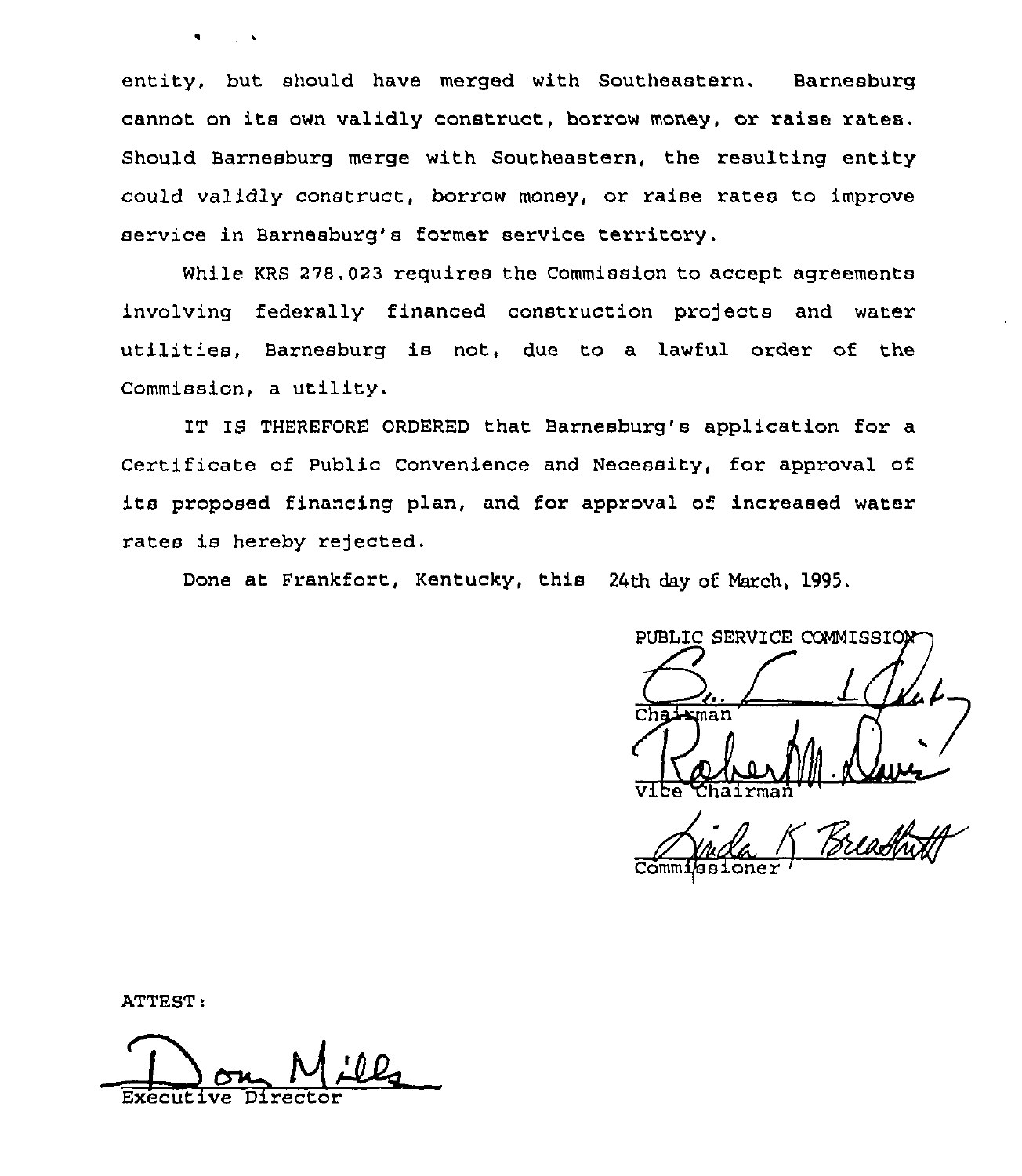entity, but should have merged with Southeastern. Barnesburg cannot on its own validly construct, borrow money, or raise rates. Should Barnesburg merge with Southeastern, the resulting entity could validly construct, borrow money, or raise rates to improve service in Barnesburg's former service territory.

While KRS 278.023 requires the Commission to accept agreements involving federally financed construction projects and water utilities, Barnesburg is not, due to a lawful order of the Commission, a utility.

IT IS THEREFORE ORDERED that Barnesburg's application for a Certificate of Public Convenience and Necessity, for approval of its proposed financing plan, and for approval of increased water rates is hereby rejected.

Done at Frankfort, Kentucky, this 24th day of March, 1995.

PUBLIC SERVICE COMMISSION

Chairman

Vice Chairman

Commissioner

ATTEST:

Executive Director